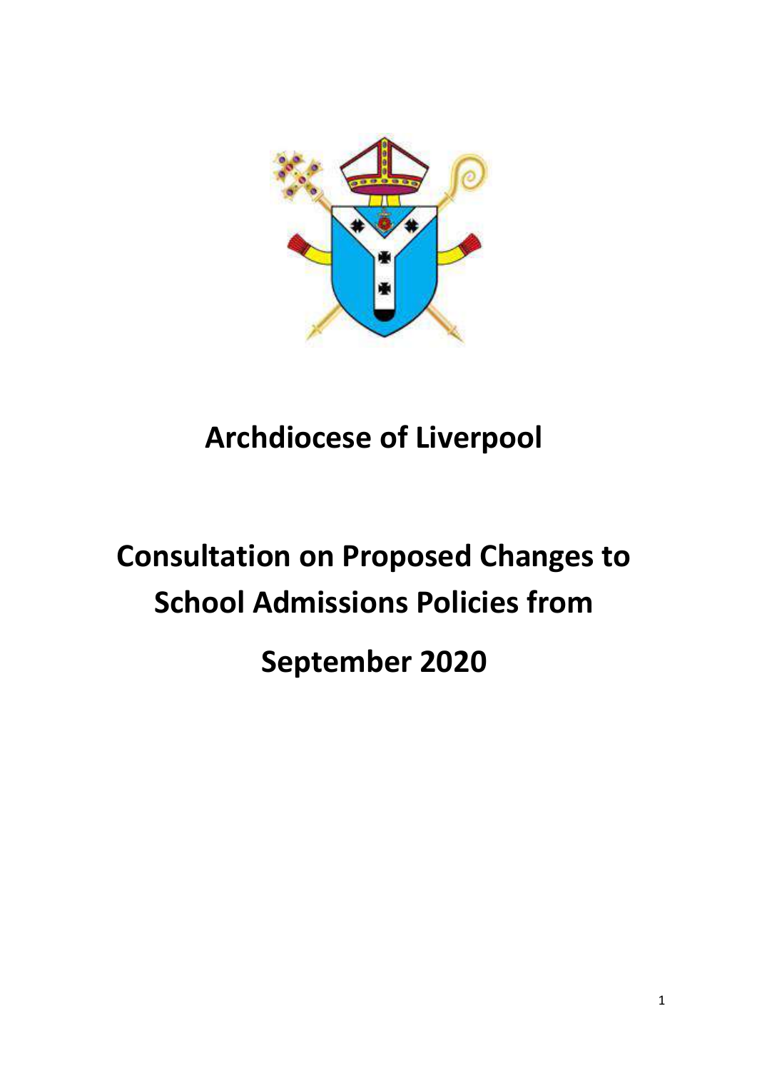# Archdiocese of Liverpool

# Consultation on Proposed Changes to School Admissions Policies from September 2020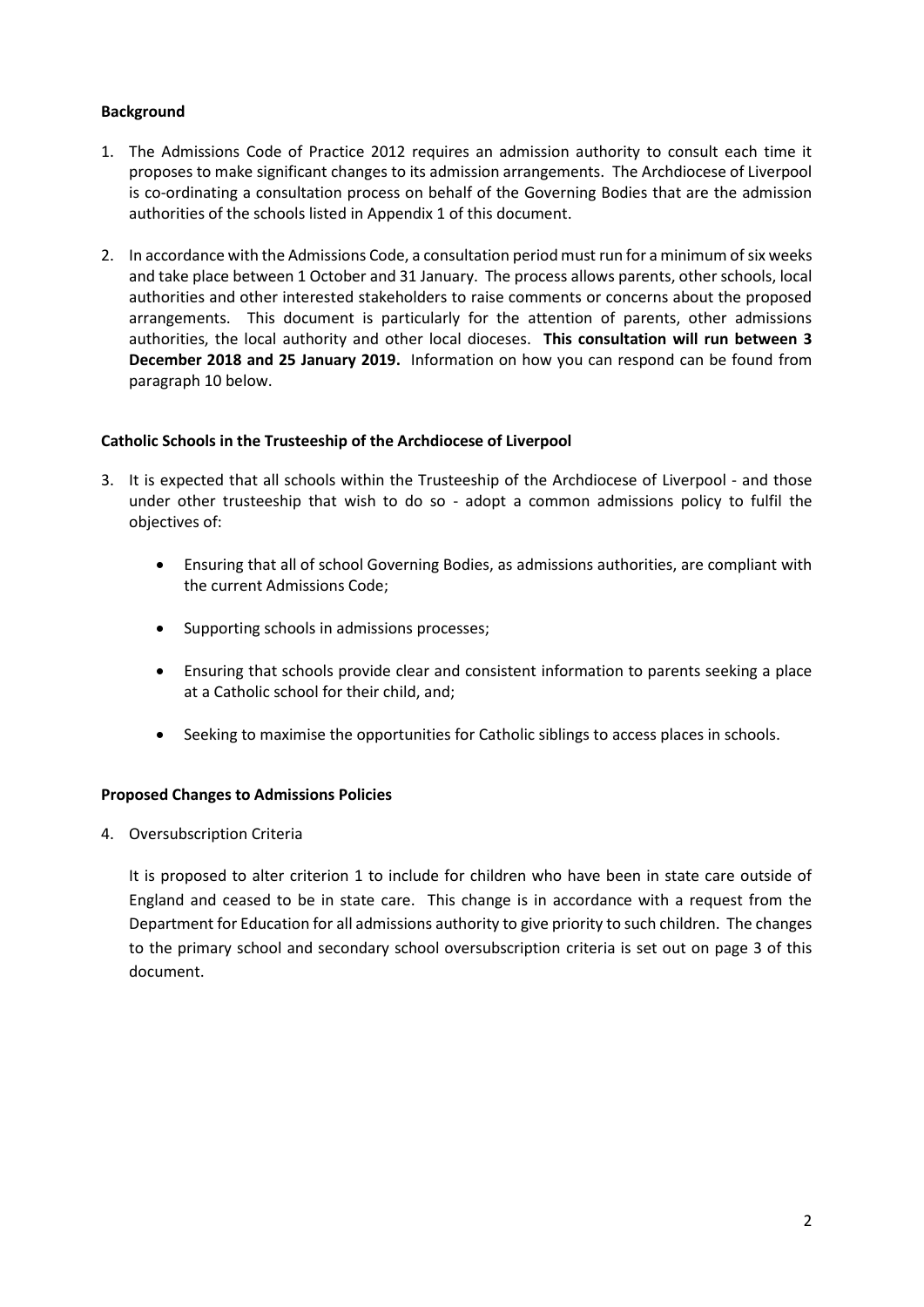**Background**

1. The Admissions Code of Practice 2012 requires an admission authority to consult each time it proposes to make significant changes to its admission arrangements. The Archdiocese of Liverpool is co-ordinating a consultation process on behalf of the Governing Bodies that are the admission authorities of the schools listed in Appendix 1 of this document.

2. In accordance with the Admissions Code, a consultation period must run for a minimum of six weeks and take place between 1 October and 31 January. The process allows parents, other schools, local authorities and other interested stakeholders to raise comments or concerns about the proposed arrangements. This document is particularly for the attention of parents, other admissions authorities, the local authority and other local dioceses. **This consultation will run between 3 December 2018 and 25 January 2019.** Information on how you can respond can be found from paragraph 10 below.

**Catholic Schools in the Trusteeship of the Archdiocese of Liverpool**

3. It is expected that all schools within the Trusteeship of the Archdiocese of Liverpool - and those under other trusteeship that wish to do so - adopt a common admissions policy to fulfil the objectives of:

   - Ensuring that all of school Governing Bodies, as admissions authorities, are compliant with the current Admissions Code;
   - Supporting schools in admissions processes;
   - Ensuring that schools provide clear and consistent information to parents seeking a place at a Catholic school for their child, and;
   - Seeking to maximise the opportunities for Catholic siblings to access places in schools.

**Proposed Changes to Admissions Policies**

4. Oversubscription Criteria

   It is proposed to alter criterion 1 to include for children who have been in state care outside of England and ceased to be in state care. This change is in accordance with a request from the Department for Education for all admissions authority to give priority to such children. The changes to the primary school and secondary school oversubscription criteria is set out on page 3 of this document.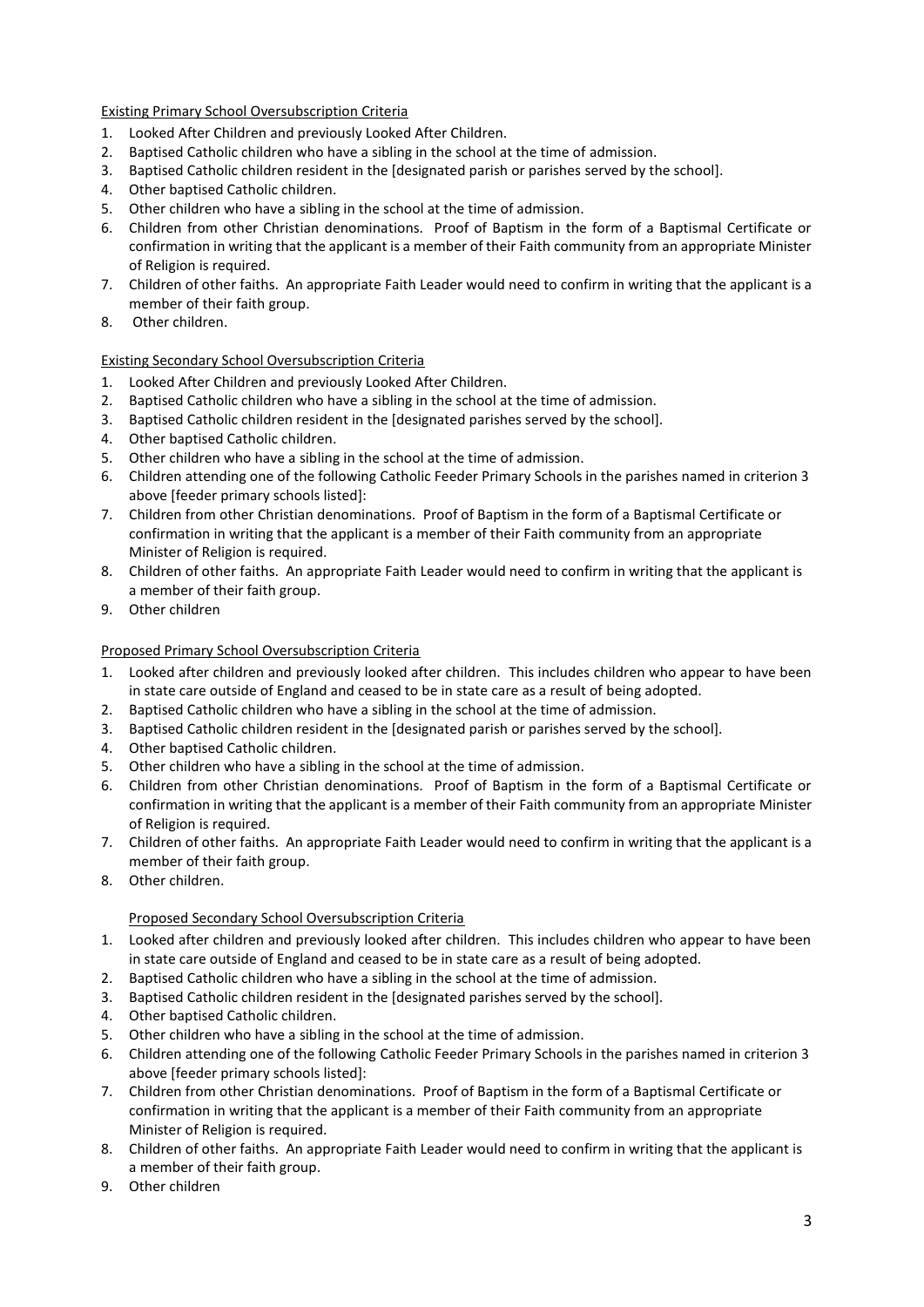Existing Primary School Oversubscription Criteria

1. Looked After Children and previously Looked After Children.
2. Baptised Catholic children who have a sibling in the school at the time of admission.
3. Baptised Catholic children resident in the [designated parish or parishes served by the school].
4. Other baptised Catholic children.
5. Other children who have a sibling in the school at the time of admission.
6. Children from other Christian denominations. Proof of Baptism in the form of a Baptismal Certificate or confirmation in writing that the applicant is a member of their Faith community from an appropriate Minister of Religion is required.
7. Children of other faiths. An appropriate Faith Leader would need to confirm in writing that the applicant is a member of their faith group.
8. Other children.

Existing Secondary School Oversubscription Criteria

1. Looked After Children and previously Looked After Children.
2. Baptised Catholic children who have a sibling in the school at the time of admission.
3. Baptised Catholic children resident in the [designated parishes served by the school].
4. Other baptised Catholic children.
5. Other children who have a sibling in the school at the time of admission.
6. Children attending one of the following Catholic Feeder Primary Schools in the parishes named in criterion 3 above [feeder primary schools listed]:
7. Children from other Christian denominations. Proof of Baptism in the form of a Baptismal Certificate or confirmation in writing that the applicant is a member of their Faith community from an appropriate Minister of Religion is required.
8. Children of other faiths. An appropriate Faith Leader would need to confirm in writing that the applicant is a member of their faith group.
9. Other children

Proposed Primary School Oversubscription Criteria

1. Looked after children and previously looked after children. This includes children who appear to have been in state care outside of England and ceased to be in state care as a result of being adopted.
2. Baptised Catholic children who have a sibling in the school at the time of admission.
3. Baptised Catholic children resident in the [designated parish or parishes served by the school].
4. Other baptised Catholic children.
5. Other children who have a sibling in the school at the time of admission.
6. Children from other Christian denominations. Proof of Baptism in the form of a Baptismal Certificate or confirmation in writing that the applicant is a member of their Faith community from an appropriate Minister of Religion is required.
7. Children of other faiths. An appropriate Faith Leader would need to confirm in writing that the applicant is a member of their faith group.
8. Other children.

Proposed Secondary School Oversubscription Criteria

1. Looked after children and previously looked after children. This includes children who appear to have been in state care outside of England and ceased to be in state care as a result of being adopted.
2. Baptised Catholic children who have a sibling in the school at the time of admission.
3. Baptised Catholic children resident in the [designated parishes served by the school].
4. Other baptised Catholic children.
5. Other children who have a sibling in the school at the time of admission.
6. Children attending one of the following Catholic Feeder Primary Schools in the parishes named in criterion 3 above [feeder primary schools listed]:
7. Children from other Christian denominations. Proof of Baptism in the form of a Baptismal Certificate or confirmation in writing that the applicant is a member of their Faith community from an appropriate Minister of Religion is required.
8. Children of other faiths. An appropriate Faith Leader would need to confirm in writing that the applicant is a member of their faith group.
9. Other children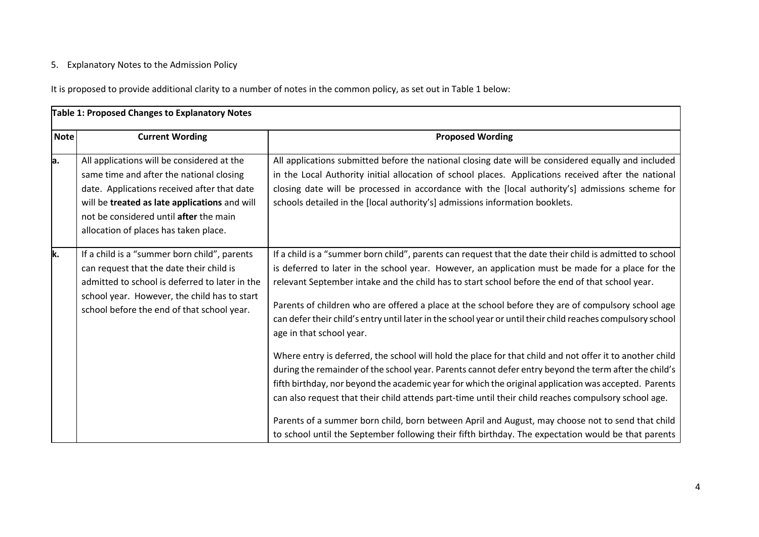5. Explanatory Notes to the Admission Policy

It is proposed to provide additional clarity to a number of notes in the common policy, as set out in Table 1 below:

**Table 1: Proposed Changes to Explanatory Notes**

| Note | Current Wording | Proposed Wording |
|---|---|---|
| a. | All applications will be considered at the same time and after the national closing date. Applications received after that date will be **treated as late applications** and will not be considered until **after** the main allocation of places has taken place. | All applications submitted before the national closing date will be considered equally and included in the Local Authority initial allocation of school places. Applications received after the national closing date will be processed in accordance with the [local authority's] admissions scheme for schools detailed in the [local authority's] admissions information booklets. |
| k. | If a child is a "summer born child", parents can request that the date their child is admitted to school is deferred to later in the school year. However, the child has to start school before the end of that school year. | If a child is a "summer born child", parents can request that the date their child is admitted to school is deferred to later in the school year. However, an application must be made for a place for the relevant September intake and the child has to start school before the end of that school year.<br><br>Parents of children who are offered a place at the school before they are of compulsory school age can defer their child's entry until later in the school year or until their child reaches compulsory school age in that school year.<br><br>Where entry is deferred, the school will hold the place for that child and not offer it to another child during the remainder of the school year. Parents cannot defer entry beyond the term after the child's fifth birthday, nor beyond the academic year for which the original application was accepted. Parents can also request that their child attends part-time until their child reaches compulsory school age.<br><br>Parents of a summer born child, born between April and August, may choose not to send that child to school until the September following their fifth birthday. The expectation would be that parents |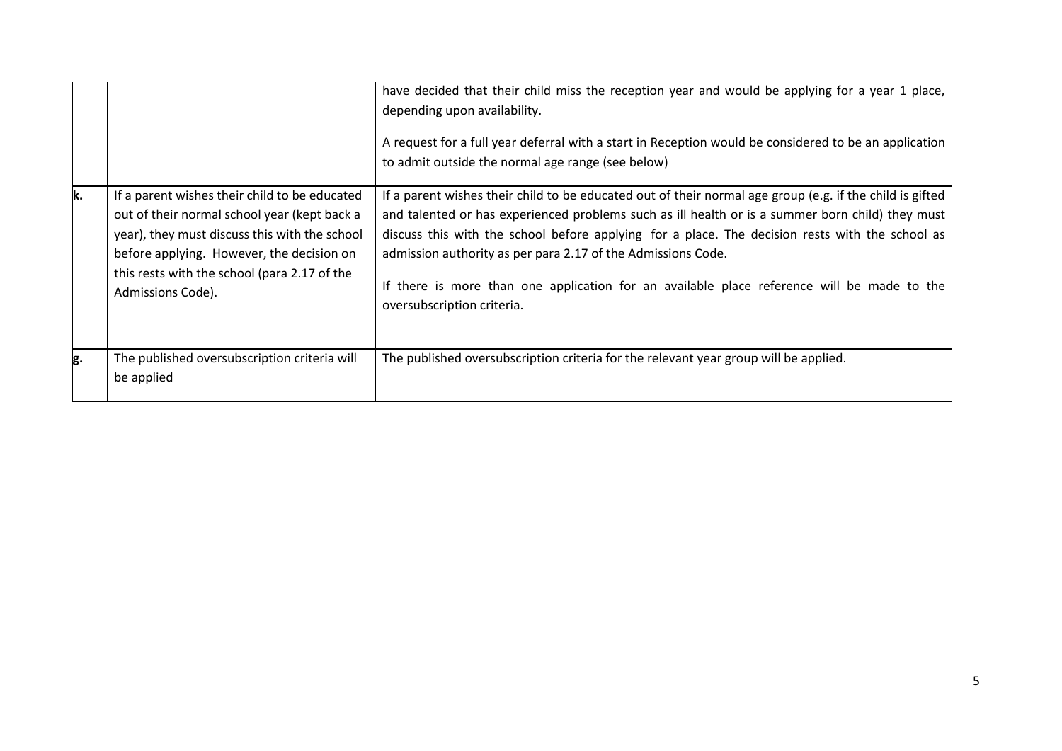| | | |
|---|---|---|
| | | have decided that their child miss the reception year and would be applying for a year 1 place, depending upon availability.<br><br>A request for a full year deferral with a start in Reception would be considered to be an application to admit outside the normal age range (see below) |
| **k.** | If a parent wishes their child to be educated out of their normal school year (kept back a year), they must discuss this with the school before applying. However, the decision on this rests with the school (para 2.17 of the Admissions Code). | If a parent wishes their child to be educated out of their normal age group (e.g. if the child is gifted and talented or has experienced problems such as ill health or is a summer born child) they must discuss this with the school before applying for a place. The decision rests with the school as admission authority as per para 2.17 of the Admissions Code.<br><br>If there is more than one application for an available place reference will be made to the oversubscription criteria. |
| **g.** | The published oversubscription criteria will be applied | The published oversubscription criteria for the relevant year group will be applied. |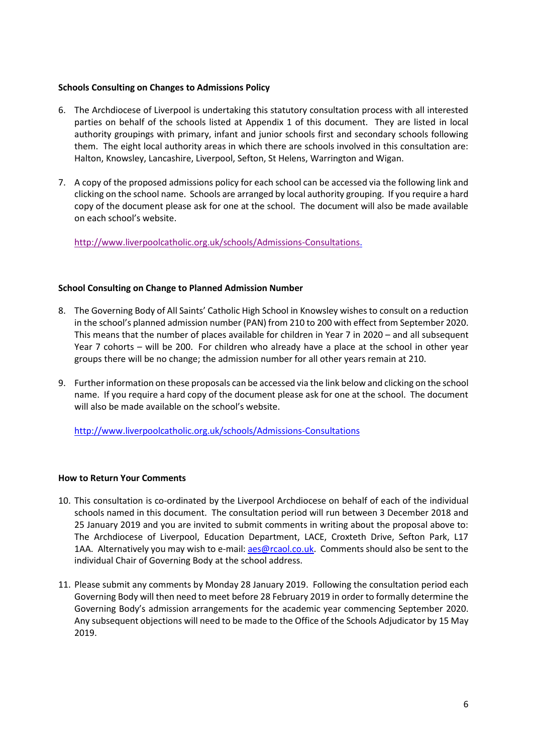### Schools Consulting on Changes to Admissions Policy

6. The Archdiocese of Liverpool is undertaking this statutory consultation process with all interested parties on behalf of the schools listed at Appendix 1 of this document. They are listed in local authority groupings with primary, infant and junior schools first and secondary schools following them. The eight local authority areas in which there are schools involved in this consultation are: Halton, Knowsley, Lancashire, Liverpool, Sefton, St Helens, Warrington and Wigan.

7. A copy of the proposed admissions policy for each school can be accessed via the following link and clicking on the school name. Schools are arranged by local authority grouping. If you require a hard copy of the document please ask for one at the school. The document will also be made available on each school's website.

   [http://www.liverpoolcatholic.org.uk/schools/Admissions-Consultations.](http://www.liverpoolcatholic.org.uk/schools/Admissions-Consultations)

### School Consulting on Change to Planned Admission Number

8. The Governing Body of All Saints' Catholic High School in Knowsley wishes to consult on a reduction in the school's planned admission number (PAN) from 210 to 200 with effect from September 2020. This means that the number of places available for children in Year 7 in 2020 – and all subsequent Year 7 cohorts – will be 200. For children who already have a place at the school in other year groups there will be no change; the admission number for all other years remain at 210.

9. Further information on these proposals can be accessed via the link below and clicking on the school name. If you require a hard copy of the document please ask for one at the school. The document will also be made available on the school's website.

   [http://www.liverpoolcatholic.org.uk/schools/Admissions-Consultations](http://www.liverpoolcatholic.org.uk/schools/Admissions-Consultations)

### How to Return Your Comments

10. This consultation is co-ordinated by the Liverpool Archdiocese on behalf of each of the individual schools named in this document. The consultation period will run between 3 December 2018 and 25 January 2019 and you are invited to submit comments in writing about the proposal above to: The Archdiocese of Liverpool, Education Department, LACE, Croxteth Drive, Sefton Park, L17 1AA. Alternatively you may wish to e-mail: [aes@rcaol.co.uk](mailto:aes@rcaol.co.uk). Comments should also be sent to the individual Chair of Governing Body at the school address.

11. Please submit any comments by Monday 28 January 2019. Following the consultation period each Governing Body will then need to meet before 28 February 2019 in order to formally determine the Governing Body's admission arrangements for the academic year commencing September 2020. Any subsequent objections will need to be made to the Office of the Schools Adjudicator by 15 May 2019.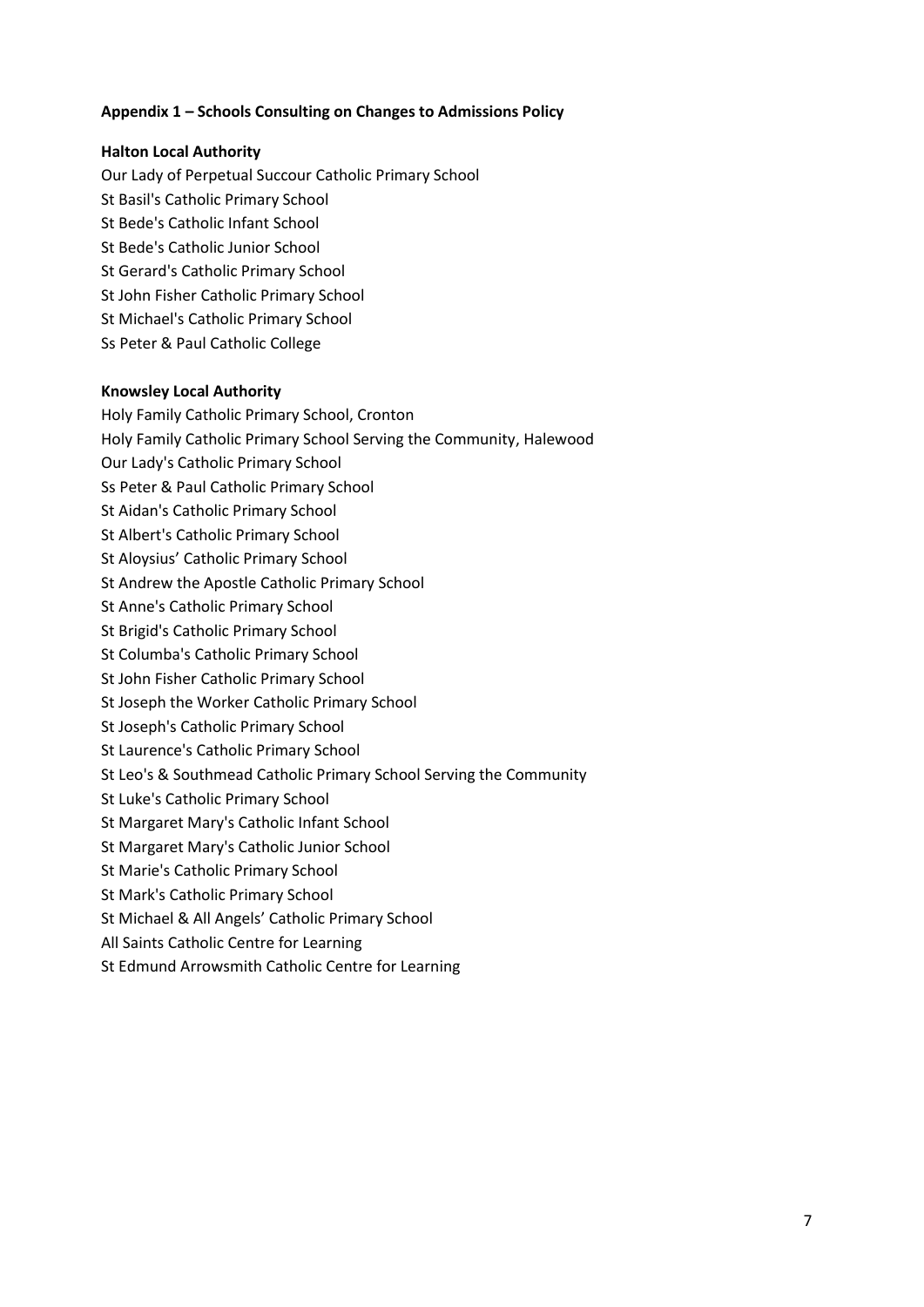**Appendix 1 – Schools Consulting on Changes to Admissions Policy**

**Halton Local Authority**

Our Lady of Perpetual Succour Catholic Primary School
St Basil's Catholic Primary School
St Bede's Catholic Infant School
St Bede's Catholic Junior School
St Gerard's Catholic Primary School
St John Fisher Catholic Primary School
St Michael's Catholic Primary School
Ss Peter & Paul Catholic College

**Knowsley Local Authority**

Holy Family Catholic Primary School, Cronton
Holy Family Catholic Primary School Serving the Community, Halewood
Our Lady's Catholic Primary School
Ss Peter & Paul Catholic Primary School
St Aidan's Catholic Primary School
St Albert's Catholic Primary School
St Aloysius' Catholic Primary School
St Andrew the Apostle Catholic Primary School
St Anne's Catholic Primary School
St Brigid's Catholic Primary School
St Columba's Catholic Primary School
St John Fisher Catholic Primary School
St Joseph the Worker Catholic Primary School
St Joseph's Catholic Primary School
St Laurence's Catholic Primary School
St Leo's & Southmead Catholic Primary School Serving the Community
St Luke's Catholic Primary School
St Margaret Mary's Catholic Infant School
St Margaret Mary's Catholic Junior School
St Marie's Catholic Primary School
St Mark's Catholic Primary School
St Michael & All Angels' Catholic Primary School
All Saints Catholic Centre for Learning
St Edmund Arrowsmith Catholic Centre for Learning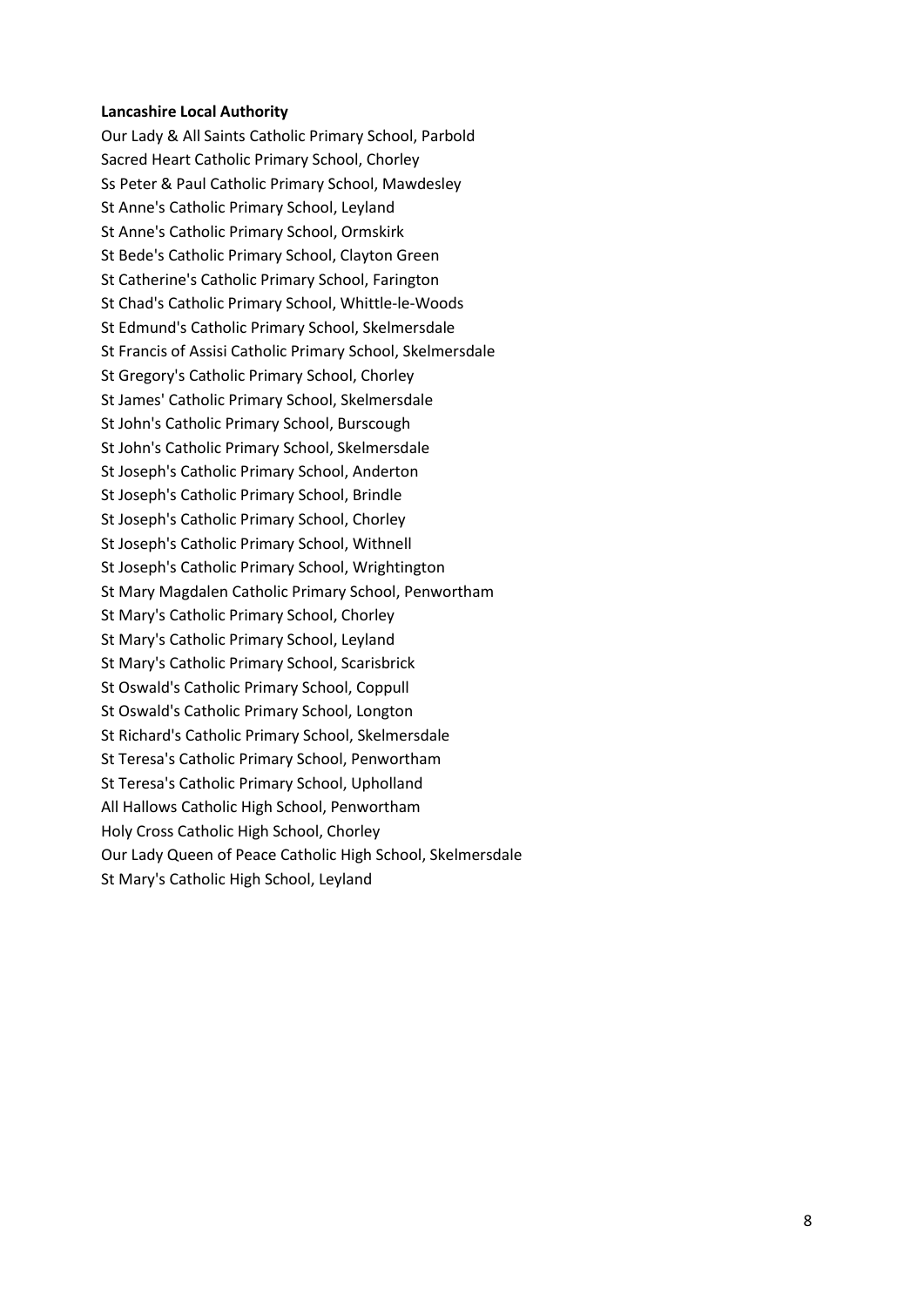**Lancashire Local Authority**

Our Lady & All Saints Catholic Primary School, Parbold
Sacred Heart Catholic Primary School, Chorley
Ss Peter & Paul Catholic Primary School, Mawdesley
St Anne's Catholic Primary School, Leyland
St Anne's Catholic Primary School, Ormskirk
St Bede's Catholic Primary School, Clayton Green
St Catherine's Catholic Primary School, Farington
St Chad's Catholic Primary School, Whittle-le-Woods
St Edmund's Catholic Primary School, Skelmersdale
St Francis of Assisi Catholic Primary School, Skelmersdale
St Gregory's Catholic Primary School, Chorley
St James' Catholic Primary School, Skelmersdale
St John's Catholic Primary School, Burscough
St John's Catholic Primary School, Skelmersdale
St Joseph's Catholic Primary School, Anderton
St Joseph's Catholic Primary School, Brindle
St Joseph's Catholic Primary School, Chorley
St Joseph's Catholic Primary School, Withnell
St Joseph's Catholic Primary School, Wrightington
St Mary Magdalen Catholic Primary School, Penwortham
St Mary's Catholic Primary School, Chorley
St Mary's Catholic Primary School, Leyland
St Mary's Catholic Primary School, Scarisbrick
St Oswald's Catholic Primary School, Coppull
St Oswald's Catholic Primary School, Longton
St Richard's Catholic Primary School, Skelmersdale
St Teresa's Catholic Primary School, Penwortham
St Teresa's Catholic Primary School, Upholland
All Hallows Catholic High School, Penwortham
Holy Cross Catholic High School, Chorley
Our Lady Queen of Peace Catholic High School, Skelmersdale
St Mary's Catholic High School, Leyland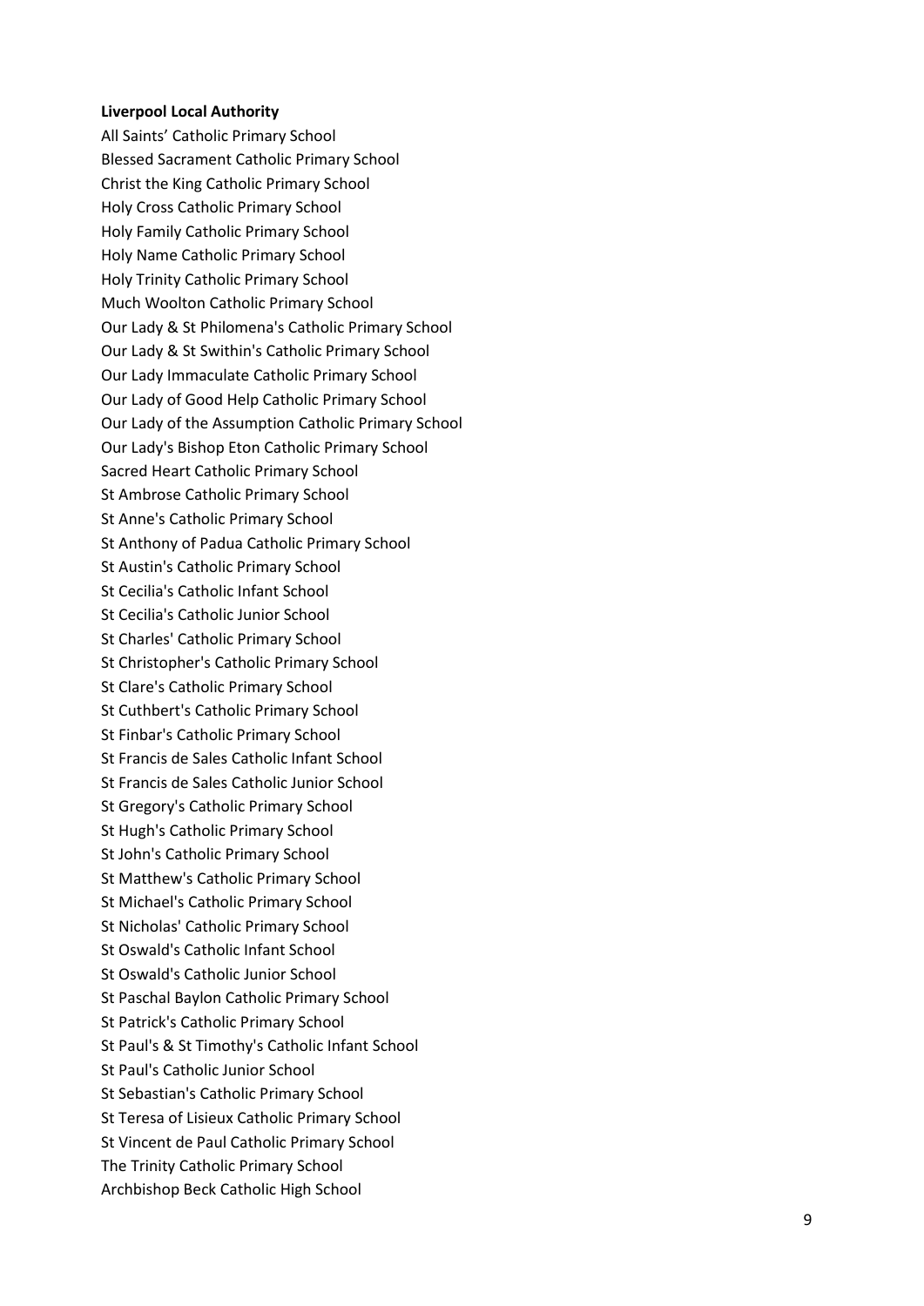**Liverpool Local Authority**

All Saints' Catholic Primary School
Blessed Sacrament Catholic Primary School
Christ the King Catholic Primary School
Holy Cross Catholic Primary School
Holy Family Catholic Primary School
Holy Name Catholic Primary School
Holy Trinity Catholic Primary School
Much Woolton Catholic Primary School
Our Lady & St Philomena's Catholic Primary School
Our Lady & St Swithin's Catholic Primary School
Our Lady Immaculate Catholic Primary School
Our Lady of Good Help Catholic Primary School
Our Lady of the Assumption Catholic Primary School
Our Lady's Bishop Eton Catholic Primary School
Sacred Heart Catholic Primary School
St Ambrose Catholic Primary School
St Anne's Catholic Primary School
St Anthony of Padua Catholic Primary School
St Austin's Catholic Primary School
St Cecilia's Catholic Infant School
St Cecilia's Catholic Junior School
St Charles' Catholic Primary School
St Christopher's Catholic Primary School
St Clare's Catholic Primary School
St Cuthbert's Catholic Primary School
St Finbar's Catholic Primary School
St Francis de Sales Catholic Infant School
St Francis de Sales Catholic Junior School
St Gregory's Catholic Primary School
St Hugh's Catholic Primary School
St John's Catholic Primary School
St Matthew's Catholic Primary School
St Michael's Catholic Primary School
St Nicholas' Catholic Primary School
St Oswald's Catholic Infant School
St Oswald's Catholic Junior School
St Paschal Baylon Catholic Primary School
St Patrick's Catholic Primary School
St Paul's & St Timothy's Catholic Infant School
St Paul's Catholic Junior School
St Sebastian's Catholic Primary School
St Teresa of Lisieux Catholic Primary School
St Vincent de Paul Catholic Primary School
The Trinity Catholic Primary School
Archbishop Beck Catholic High School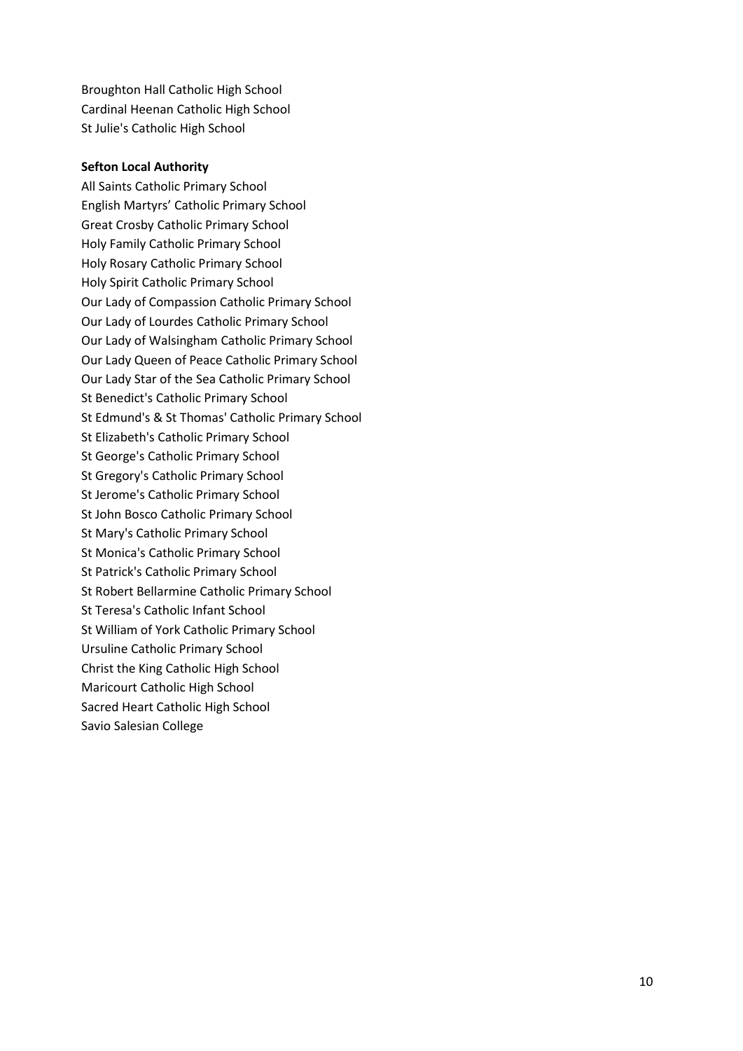Broughton Hall Catholic High School
Cardinal Heenan Catholic High School
St Julie's Catholic High School

**Sefton Local Authority**

All Saints Catholic Primary School
English Martyrs' Catholic Primary School
Great Crosby Catholic Primary School
Holy Family Catholic Primary School
Holy Rosary Catholic Primary School
Holy Spirit Catholic Primary School
Our Lady of Compassion Catholic Primary School
Our Lady of Lourdes Catholic Primary School
Our Lady of Walsingham Catholic Primary School
Our Lady Queen of Peace Catholic Primary School
Our Lady Star of the Sea Catholic Primary School
St Benedict's Catholic Primary School
St Edmund's & St Thomas' Catholic Primary School
St Elizabeth's Catholic Primary School
St George's Catholic Primary School
St Gregory's Catholic Primary School
St Jerome's Catholic Primary School
St John Bosco Catholic Primary School
St Mary's Catholic Primary School
St Monica's Catholic Primary School
St Patrick's Catholic Primary School
St Robert Bellarmine Catholic Primary School
St Teresa's Catholic Infant School
St William of York Catholic Primary School
Ursuline Catholic Primary School
Christ the King Catholic High School
Maricourt Catholic High School
Sacred Heart Catholic High School
Savio Salesian College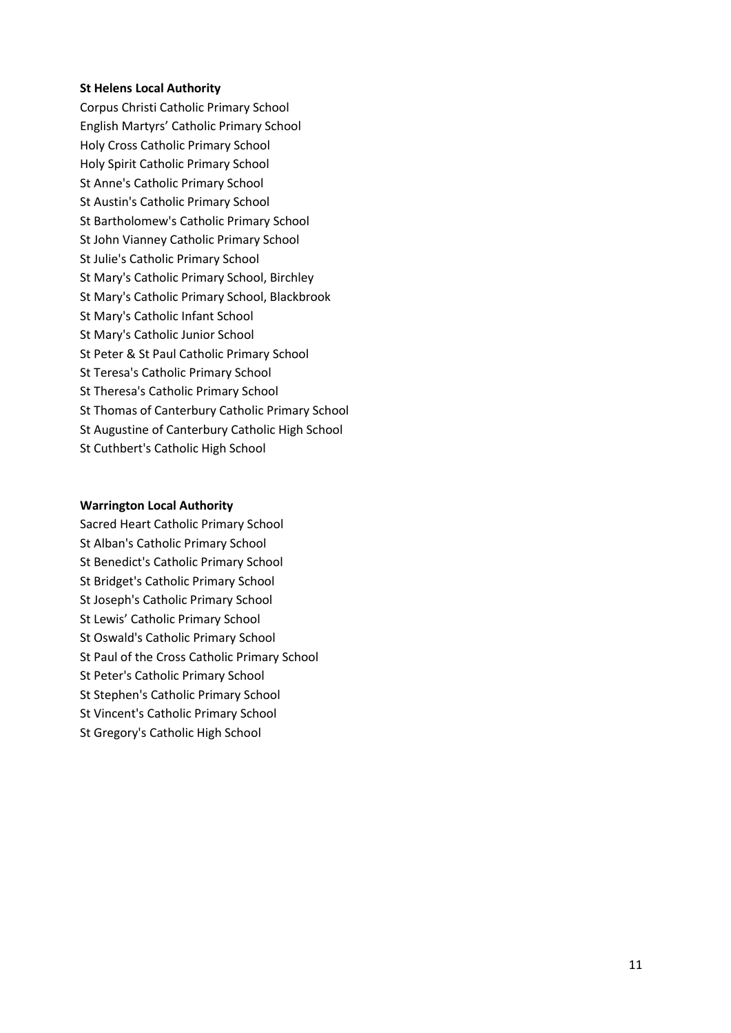**St Helens Local Authority**

Corpus Christi Catholic Primary School
English Martyrs' Catholic Primary School
Holy Cross Catholic Primary School
Holy Spirit Catholic Primary School
St Anne's Catholic Primary School
St Austin's Catholic Primary School
St Bartholomew's Catholic Primary School
St John Vianney Catholic Primary School
St Julie's Catholic Primary School
St Mary's Catholic Primary School, Birchley
St Mary's Catholic Primary School, Blackbrook
St Mary's Catholic Infant School
St Mary's Catholic Junior School
St Peter & St Paul Catholic Primary School
St Teresa's Catholic Primary School
St Theresa's Catholic Primary School
St Thomas of Canterbury Catholic Primary School
St Augustine of Canterbury Catholic High School
St Cuthbert's Catholic High School

**Warrington Local Authority**

Sacred Heart Catholic Primary School
St Alban's Catholic Primary School
St Benedict's Catholic Primary School
St Bridget's Catholic Primary School
St Joseph's Catholic Primary School
St Lewis' Catholic Primary School
St Oswald's Catholic Primary School
St Paul of the Cross Catholic Primary School
St Peter's Catholic Primary School
St Stephen's Catholic Primary School
St Vincent's Catholic Primary School
St Gregory's Catholic High School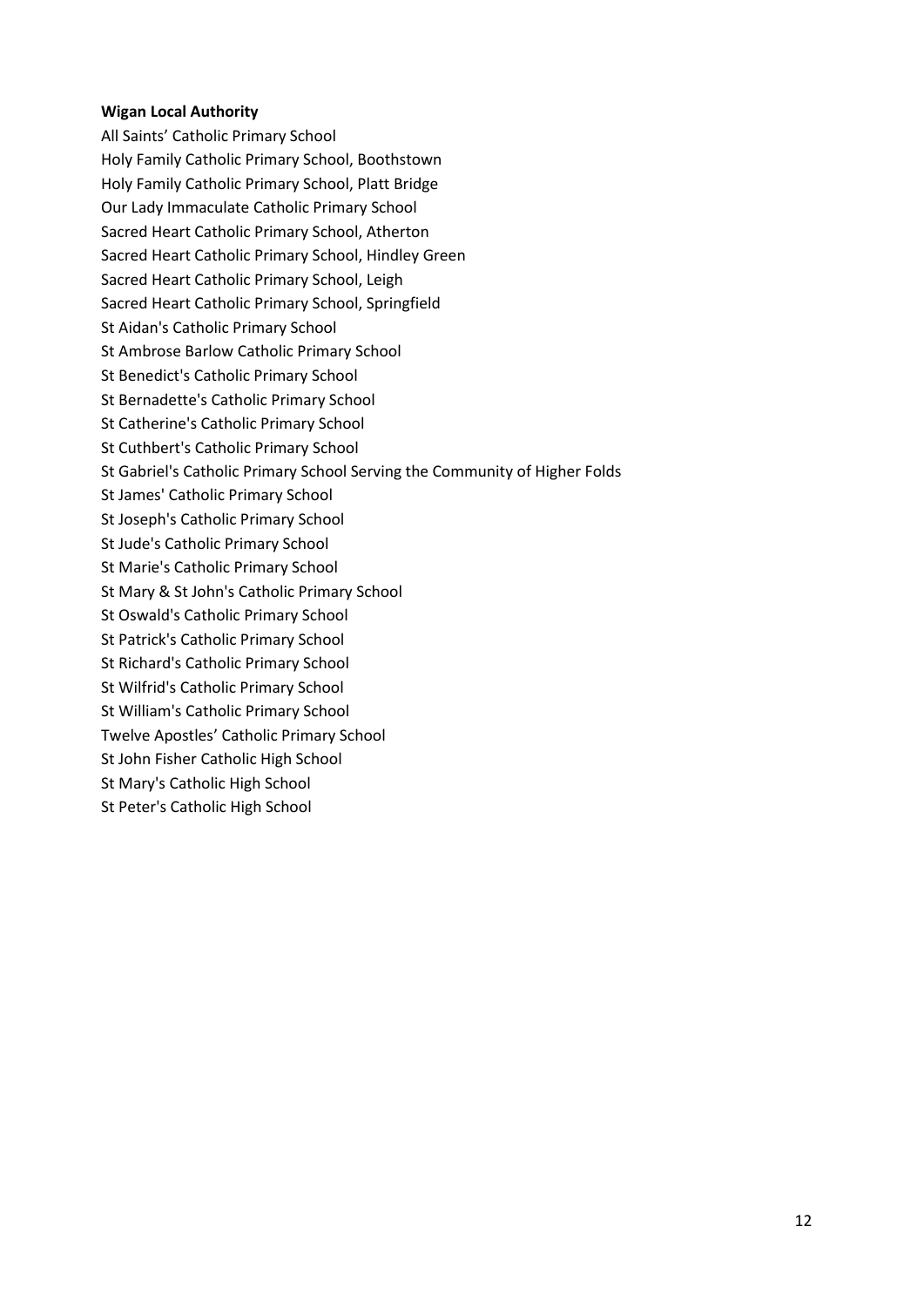**Wigan Local Authority**

All Saints' Catholic Primary School
Holy Family Catholic Primary School, Boothstown
Holy Family Catholic Primary School, Platt Bridge
Our Lady Immaculate Catholic Primary School
Sacred Heart Catholic Primary School, Atherton
Sacred Heart Catholic Primary School, Hindley Green
Sacred Heart Catholic Primary School, Leigh
Sacred Heart Catholic Primary School, Springfield
St Aidan's Catholic Primary School
St Ambrose Barlow Catholic Primary School
St Benedict's Catholic Primary School
St Bernadette's Catholic Primary School
St Catherine's Catholic Primary School
St Cuthbert's Catholic Primary School
St Gabriel's Catholic Primary School Serving the Community of Higher Folds
St James' Catholic Primary School
St Joseph's Catholic Primary School
St Jude's Catholic Primary School
St Marie's Catholic Primary School
St Mary & St John's Catholic Primary School
St Oswald's Catholic Primary School
St Patrick's Catholic Primary School
St Richard's Catholic Primary School
St Wilfrid's Catholic Primary School
St William's Catholic Primary School
Twelve Apostles' Catholic Primary School
St John Fisher Catholic High School
St Mary's Catholic High School
St Peter's Catholic High School